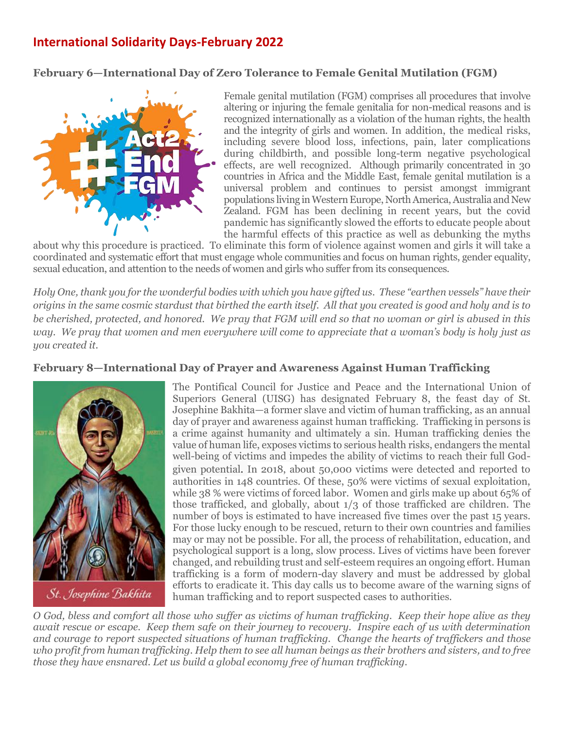# International Solidarity Days-February 2022

## February 6—International Day of Zero Tolerance to Female Genital Mutilation (FGM)

Female genital mutilation (FGM) comprises all procedures that involve altering or injuring the female genitalia for non-medical reasons and is recognized internationally as a violation of the human rights, the health and the integrity of girls and women. In addition, the medical risks, including severe blood loss, infections, pain, later complications during childbirth, and possible long-term negative psychological effects, are well recognized. Although primarily concentrated in 30 countries in Africa and the Middle East, female genital mutilation is a universal problem and continues to persist amongst immigrant populations living in Western Europe, North America, Australia and New Zealand. FGM has been declining in recent years, but the covid pandemic has significantly slowed the efforts to educate people about the harmful effects of this practice as well as debunking the myths about why this procedure is practiced. To eliminate this form of violence against women and girls it will take a coordinated and systematic effort that must engage whole communities and focus on human rights, gender equality, sexual education, and attention to the needs of women and girls who suffer from its consequences.

*Holy One, thank you for the wonderful bodies with which you have gifted us. These "earthen vessels" have their origins in the same cosmic stardust that birthed the earth itself. All that you created is good and holy and is to be cherished, protected, and honored. We pray that FGM will end so that no woman or girl is abused in this way. We pray that women and men everywhere will come to appreciate that a woman's body is holy just as you created it.*

## February 8—International Day of Prayer and Awareness Against Human Trafficking

St. Josephine Bakhita

The Pontifical Council for Justice and Peace and the International Union of Superiors General (UISG) has designated February 8, the feast day of St. Josephine Bakhita—a former slave and victim of human trafficking, as an annual day of prayer and awareness against human trafficking. Trafficking in persons is a crime against humanity and ultimately a sin. Human trafficking denies the value of human life, exposes victims to serious health risks, endangers the mental well-being of victims and impedes the ability of victims to reach their full God-given potential. In 2018, about 50,000 victims were detected and reported to authorities in 148 countries. Of these, 50% were victims of sexual exploitation, while 38 % were victims of forced labor. Women and girls make up about 65% of those trafficked, and globally, about 1/3 of those trafficked are children. The number of boys is estimated to have increased five times over the past 15 years. For those lucky enough to be rescued, return to their own countries and families may or may not be possible. For all, the process of rehabilitation, education, and psychological support is a long, slow process. Lives of victims have been forever changed, and rebuilding trust and self-esteem requires an ongoing effort. Human trafficking is a form of modern-day slavery and must be addressed by global efforts to eradicate it. This day calls us to become aware of the warning signs of human trafficking and to report suspected cases to authorities.

*O God, bless and comfort all those who suffer as victims of human trafficking. Keep their hope alive as they await rescue or escape. Keep them safe on their journey to recovery. Inspire each of us with determination and courage to report suspected situations of human trafficking. Change the hearts of traffickers and those who profit from human trafficking. Help them to see all human beings as their brothers and sisters, and to free those they have ensnared. Let us build a global economy free of human trafficking.*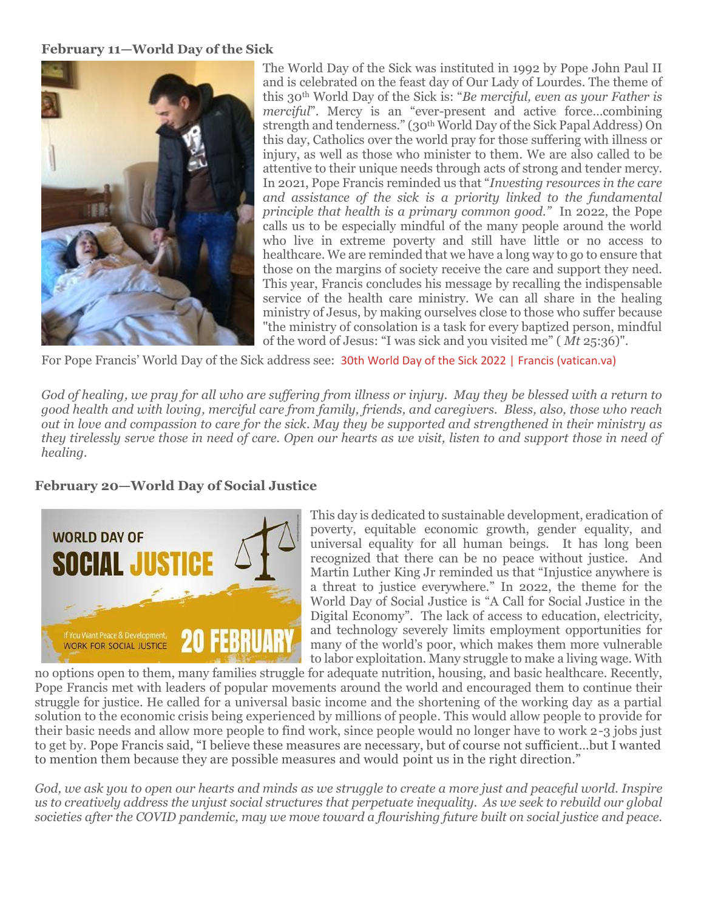### February 11—World Day of the Sick

The World Day of the Sick was instituted in 1992 by Pope John Paul II and is celebrated on the feast day of Our Lady of Lourdes. The theme of this 30th World Day of the Sick is: "*Be merciful, even as your Father is merciful*". Mercy is an "ever-present and active force…combining strength and tenderness." (30th World Day of the Sick Papal Address) On this day, Catholics over the world pray for those suffering with illness or injury, as well as those who minister to them. We are also called to be attentive to their unique needs through acts of strong and tender mercy. In 2021, Pope Francis reminded us that "*Investing resources in the care and assistance of the sick is a priority linked to the fundamental principle that health is a primary common good.*" In 2022, the Pope calls us to be especially mindful of the many people around the world who live in extreme poverty and still have little or no access to healthcare. We are reminded that we have a long way to go to ensure that those on the margins of society receive the care and support they need. This year, Francis concludes his message by recalling the indispensable service of the health care ministry. We can all share in the healing ministry of Jesus, by making ourselves close to those who suffer because "the ministry of consolation is a task for every baptized person, mindful of the word of Jesus: "I was sick and you visited me" ( *Mt* 25:36)".

For Pope Francis' World Day of the Sick address see: 30th World Day of the Sick 2022 | Francis (vatican.va)

*God of healing, we pray for all who are suffering from illness or injury. May they be blessed with a return to good health and with loving, merciful care from family, friends, and caregivers. Bless, also, those who reach out in love and compassion to care for the sick. May they be supported and strengthened in their ministry as they tirelessly serve those in need of care. Open our hearts as we visit, listen to and support those in need of healing.*

### February 20—World Day of Social Justice

This day is dedicated to sustainable development, eradication of poverty, equitable economic growth, gender equality, and universal equality for all human beings. It has long been recognized that there can be no peace without justice. And Martin Luther King Jr reminded us that "Injustice anywhere is a threat to justice everywhere." In 2022, the theme for the World Day of Social Justice is "A Call for Social Justice in the Digital Economy". The lack of access to education, electricity, and technology severely limits employment opportunities for many of the world's poor, which makes them more vulnerable to labor exploitation. Many struggle to make a living wage. With no options open to them, many families struggle for adequate nutrition, housing, and basic healthcare. Recently, Pope Francis met with leaders of popular movements around the world and encouraged them to continue their struggle for justice. He called for a universal basic income and the shortening of the working day as a partial solution to the economic crisis being experienced by millions of people. This would allow people to provide for their basic needs and allow more people to find work, since people would no longer have to work 2-3 jobs just to get by. Pope Francis said, "I believe these measures are necessary, but of course not sufficient…but I wanted to mention them because they are possible measures and would point us in the right direction."

*God, we ask you to open our hearts and minds as we struggle to create a more just and peaceful world. Inspire us to creatively address the unjust social structures that perpetuate inequality. As we seek to rebuild our global societies after the COVID pandemic, may we move toward a flourishing future built on social justice and peace.*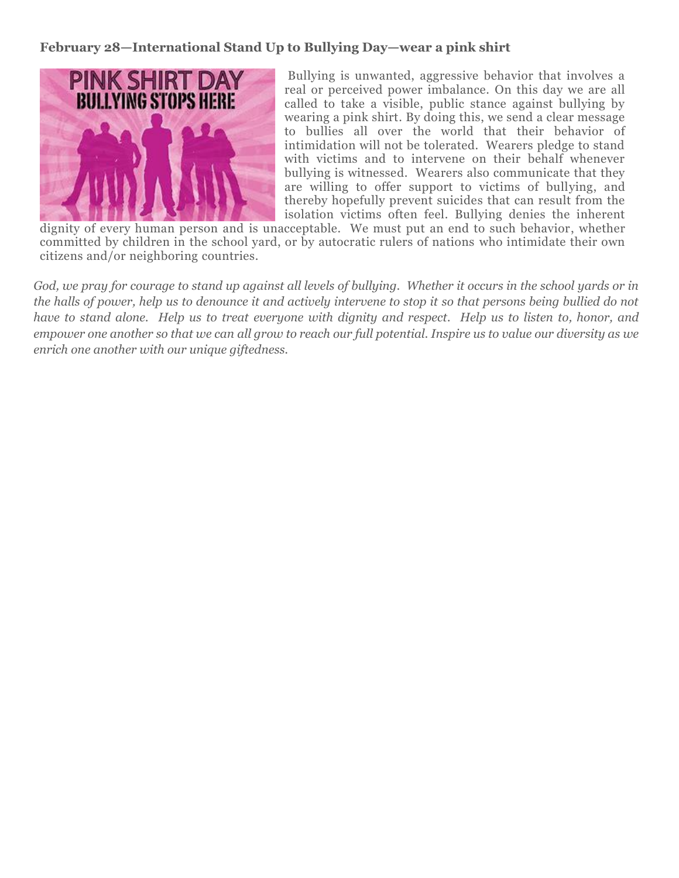**February 28—International Stand Up to Bullying Day—wear a pink shirt**

Bullying is unwanted, aggressive behavior that involves a real or perceived power imbalance. On this day we are all called to take a visible, public stance against bullying by wearing a pink shirt. By doing this, we send a clear message to bullies all over the world that their behavior of intimidation will not be tolerated. Wearers pledge to stand with victims and to intervene on their behalf whenever bullying is witnessed. Wearers also communicate that they are willing to offer support to victims of bullying, and thereby hopefully prevent suicides that can result from the isolation victims often feel. Bullying denies the inherent dignity of every human person and is unacceptable. We must put an end to such behavior, whether committed by children in the school yard, or by autocratic rulers of nations who intimidate their own citizens and/or neighboring countries.

*God, we pray for courage to stand up against all levels of bullying. Whether it occurs in the school yards or in the halls of power, help us to denounce it and actively intervene to stop it so that persons being bullied do not have to stand alone. Help us to treat everyone with dignity and respect. Help us to listen to, honor, and empower one another so that we can all grow to reach our full potential. Inspire us to value our diversity as we enrich one another with our unique giftedness.*